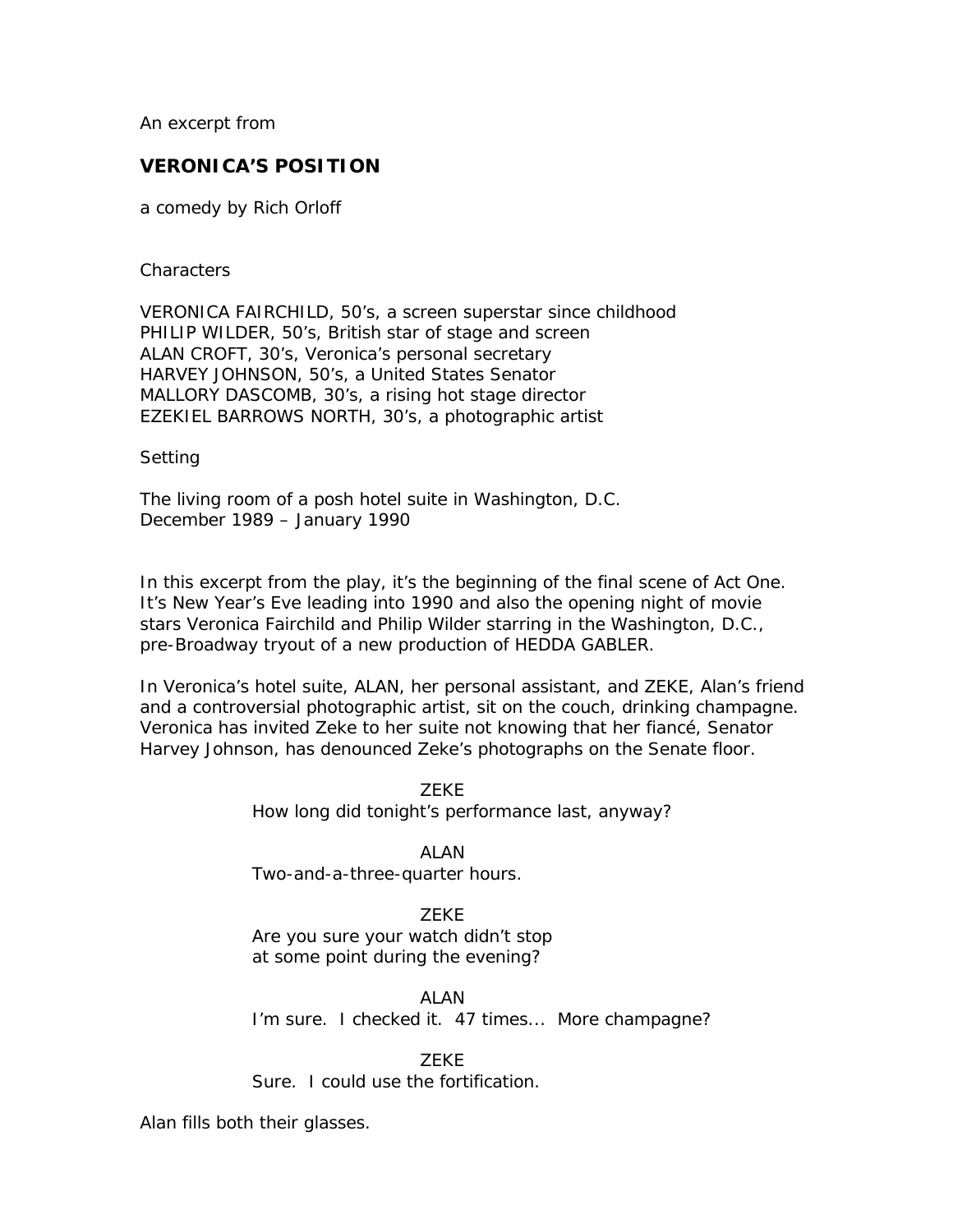An excerpt from

## VERONICA'S POSITION

a comedy by Rich Orloff

Characters

VERONICA FAIRCHILD, 50's, a screen superstar since childhood
PHILIP WILDER, 50's, British star of stage and screen
ALAN CROFT, 30's, Veronica's personal secretary
HARVEY JOHNSON, 50's, a United States Senator
MALLORY DASCOMB, 30's, a rising hot stage director
EZEKIEL BARROWS NORTH, 30's, a photographic artist

Setting

The living room of a posh hotel suite in Washington, D.C.
December 1989 – January 1990

In this excerpt from the play, it's the beginning of the final scene of Act One. It's New Year's Eve leading into 1990 and also the opening night of movie stars Veronica Fairchild and Philip Wilder starring in the Washington, D.C., pre-Broadway tryout of a new production of HEDDA GABLER.

In Veronica's hotel suite, ALAN, her personal assistant, and ZEKE, Alan's friend and a controversial photographic artist, sit on the couch, drinking champagne. Veronica has invited Zeke to her suite not knowing that her fiancé, Senator Harvey Johnson, has denounced Zeke's photographs on the Senate floor.

ZEKE
How long did tonight's performance last, anyway?

ALAN
Two-and-a-three-quarter hours.

ZEKE
Are you sure your watch didn't stop
at some point during the evening?

ALAN
I'm sure. I checked it. 47 times... More champagne?

ZEKE
Sure. I could use the fortification.

Alan fills both their glasses.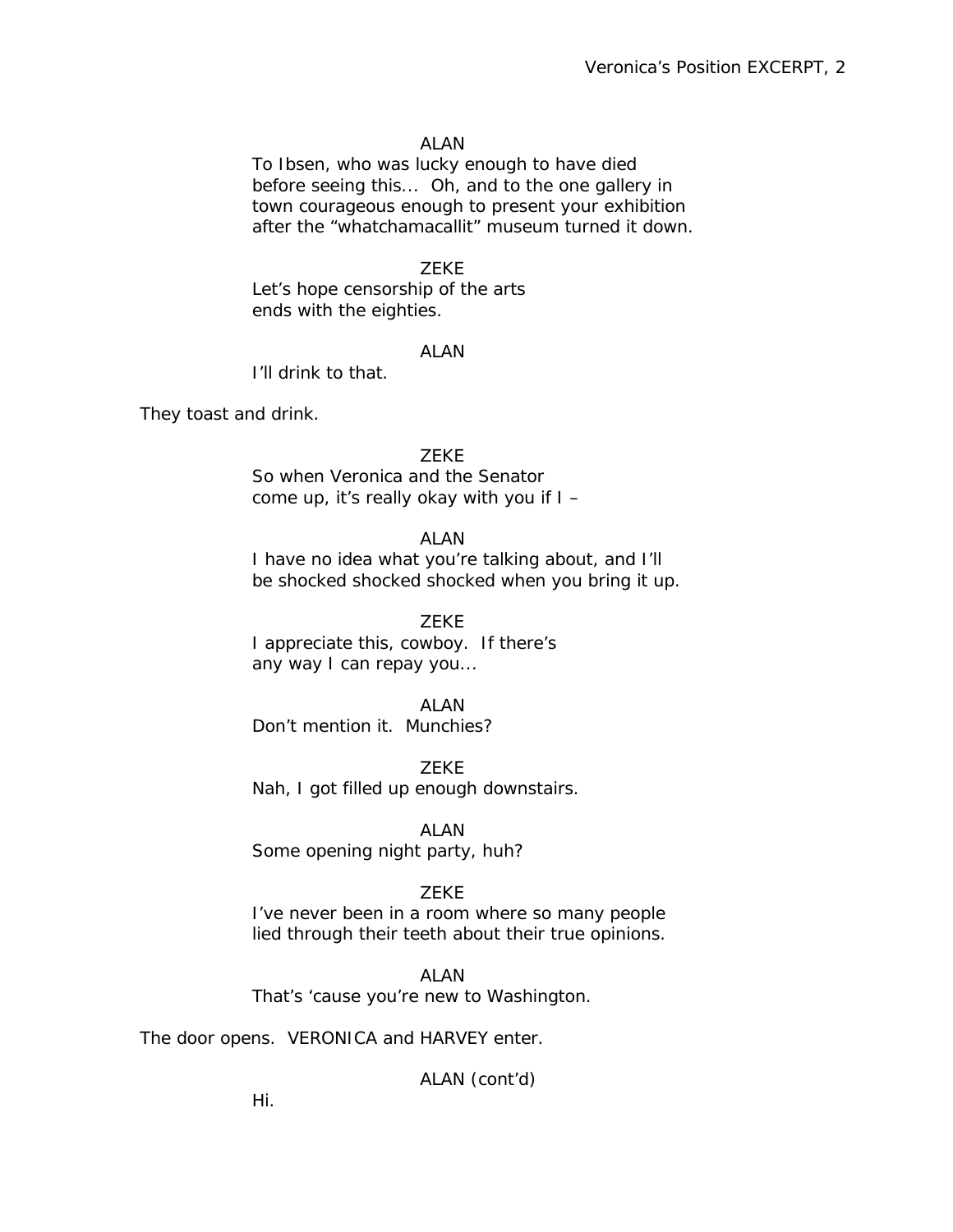ALAN

To Ibsen, who was lucky enough to have died before seeing this... Oh, and to the one gallery in town courageous enough to present your exhibition after the “whatchamacallit” museum turned it down.

ZEKE

Let’s hope censorship of the arts ends with the eighties.

ALAN

I’ll drink to that.

They toast and drink.

ZEKE

So when Veronica and the Senator come up, it’s really okay with you if I –

ALAN

I have no idea what you’re talking about, and I’ll be shocked shocked shocked when you bring it up.

ZEKE

I appreciate this, cowboy. If there’s any way I can repay you...

ALAN

Don’t mention it. Munchies?

ZEKE

Nah, I got filled up enough downstairs.

ALAN

Some opening night party, huh?

ZEKE

I’ve never been in a room where so many people lied through their teeth about their true opinions.

ALAN

That’s ‘cause you’re new to Washington.

The door opens. VERONICA and HARVEY enter.

ALAN (cont’d)

Hi.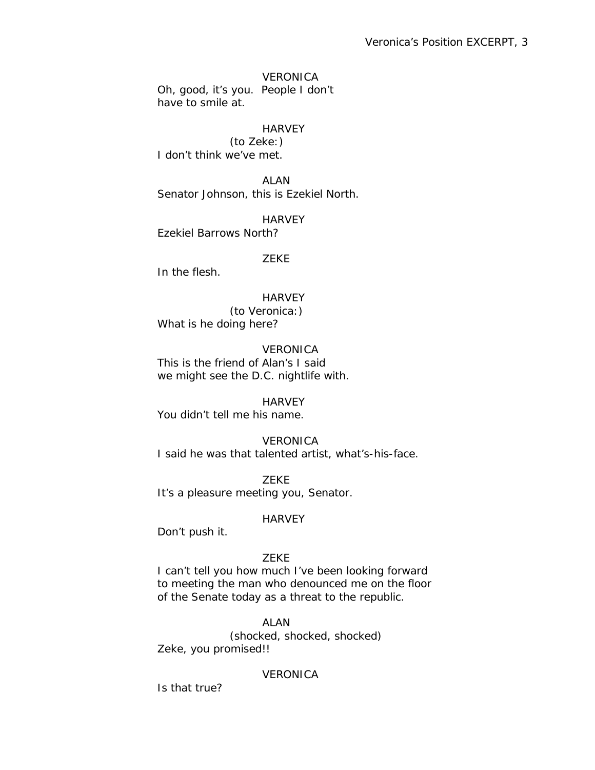VERONICA

Oh, good, it's you. People I don't have to smile at.

HARVEY

(to Zeke:)

I don't think we've met.

ALAN

Senator Johnson, this is Ezekiel North.

HARVEY

Ezekiel Barrows North?

ZEKE

In the flesh.

HARVEY

(to Veronica:)

What is he doing here?

VERONICA

This is the friend of Alan's I said we might see the D.C. nightlife with.

HARVEY

You didn't tell me his name.

VERONICA

I said he was that talented artist, what's-his-face.

ZEKE

It's a pleasure meeting you, Senator.

HARVEY

Don't push it.

ZEKE

I can't tell you how much I've been looking forward to meeting the man who denounced me on the floor of the Senate today as a threat to the republic.

ALAN

(shocked, shocked, shocked)

Zeke, you promised!!

VERONICA

Is that true?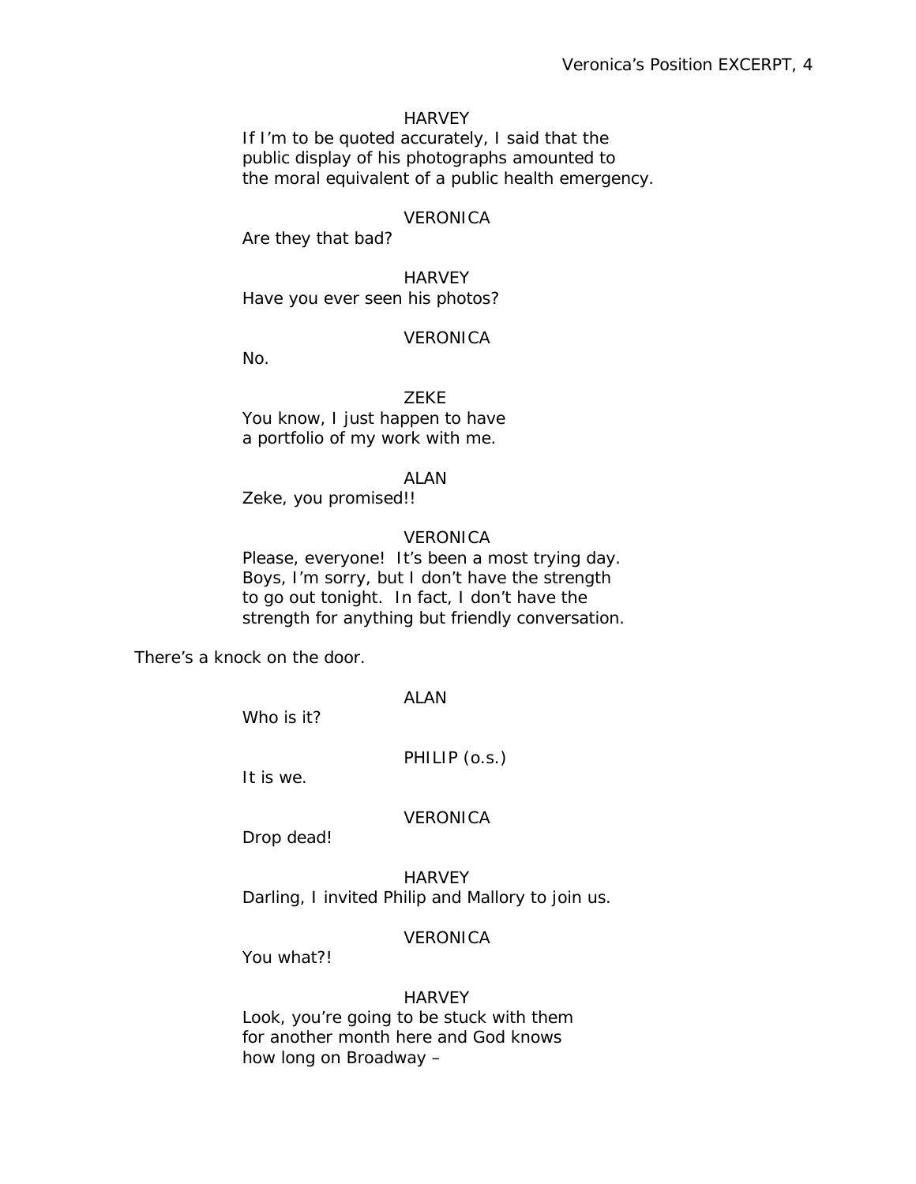HARVEY

If I'm to be quoted accurately, I said that the public display of his photographs amounted to the moral equivalent of a public health emergency.

VERONICA

Are they that bad?

HARVEY

Have you ever seen his photos?

VERONICA

No.

ZEKE

You know, I just happen to have a portfolio of my work with me.

ALAN

Zeke, you promised!!

VERONICA

Please, everyone! It's been a most trying day. Boys, I'm sorry, but I don't have the strength to go out tonight. In fact, I don't have the strength for anything but friendly conversation.

There's a knock on the door.

ALAN

Who is it?

PHILIP (o.s.)

It is we.

VERONICA

Drop dead!

HARVEY

Darling, I invited Philip and Mallory to join us.

VERONICA

You what?!

HARVEY

Look, you're going to be stuck with them for another month here and God knows how long on Broadway –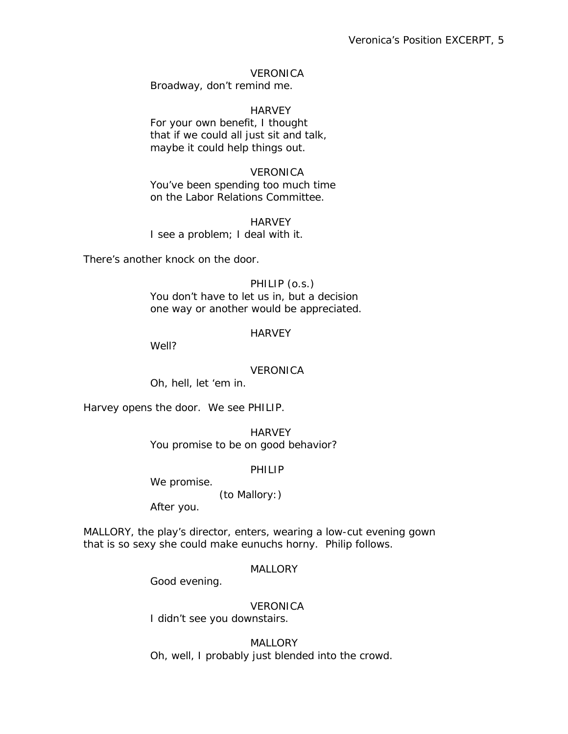VERONICA

Broadway, don't remind me.

HARVEY

For your own benefit, I thought
that if we could all just sit and talk,
maybe it could help things out.

VERONICA

You've been spending too much time
on the Labor Relations Committee.

HARVEY

I see a problem; I deal with it.

There's another knock on the door.

PHILIP (o.s.)

You don't have to let us in, but a decision
one way or another would be appreciated.

HARVEY

Well?

VERONICA

Oh, hell, let 'em in.

Harvey opens the door. We see PHILIP.

HARVEY

You promise to be on good behavior?

PHILIP

We promise.

(to Mallory:)

After you.

MALLORY, the play's director, enters, wearing a low-cut evening gown that is so sexy she could make eunuchs horny. Philip follows.

MALLORY

Good evening.

VERONICA

I didn't see you downstairs.

MALLORY

Oh, well, I probably just blended into the crowd.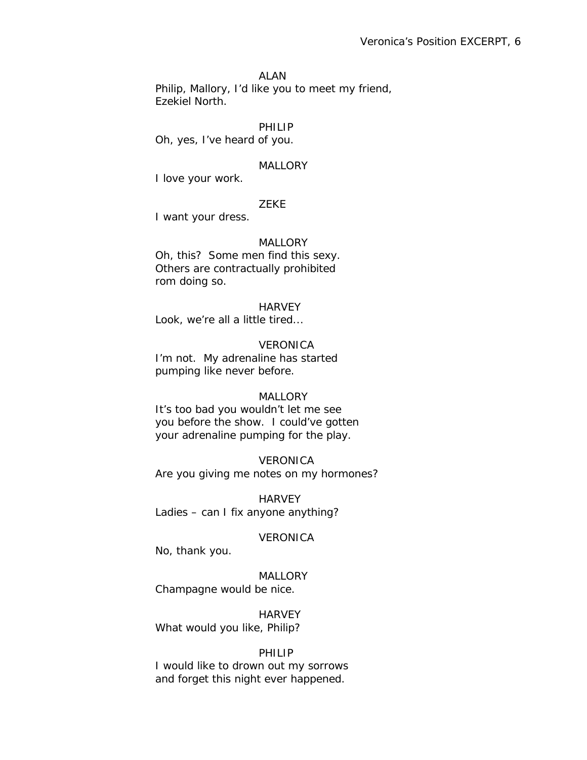ALAN

Philip, Mallory, I'd like you to meet my friend, Ezekiel North.

PHILIP

Oh, yes, I've heard of you.

MALLORY

I love your work.

ZEKE

I want your dress.

MALLORY

Oh, this? Some men find this sexy. Others are contractually prohibited rom doing so.

HARVEY

Look, we're all a little tired...

VERONICA

I'm not. My adrenaline has started pumping like never before.

MALLORY

It's too bad you wouldn't let me see you before the show. I could've gotten your adrenaline pumping for the play.

VERONICA

Are you giving me notes on my hormones?

HARVEY

Ladies – can I fix anyone anything?

VERONICA

No, thank you.

MALLORY

Champagne would be nice.

HARVEY

What would you like, Philip?

PHILIP

I would like to drown out my sorrows and forget this night ever happened.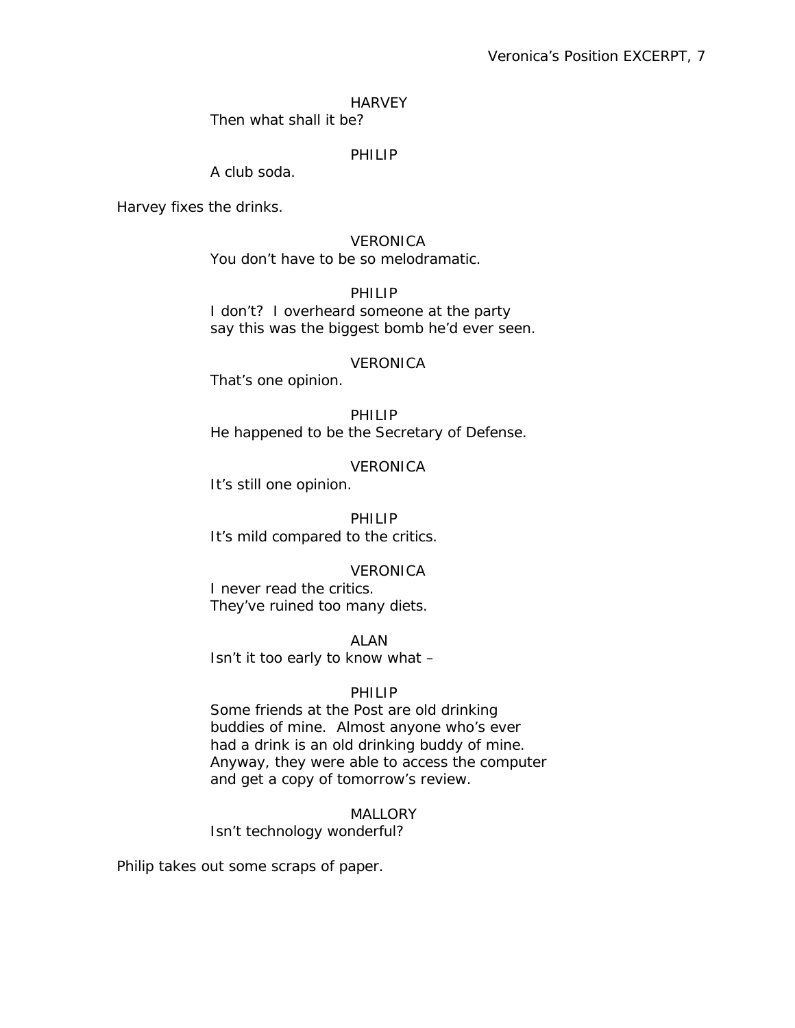HARVEY

Then what shall it be?

PHILIP

A club soda.

Harvey fixes the drinks.

VERONICA

You don't have to be so melodramatic.

PHILIP

I don't? I overheard someone at the party say this was the biggest bomb he'd ever seen.

VERONICA

That's one opinion.

PHILIP

He happened to be the Secretary of Defense.

VERONICA

It's still one opinion.

PHILIP

It's mild compared to the critics.

VERONICA

I never read the critics.
They've ruined too many diets.

ALAN

Isn't it too early to know what –

PHILIP

Some friends at the Post are old drinking buddies of mine. Almost anyone who's ever had a drink is an old drinking buddy of mine. Anyway, they were able to access the computer and get a copy of tomorrow's review.

MALLORY

Isn't technology wonderful?

Philip takes out some scraps of paper.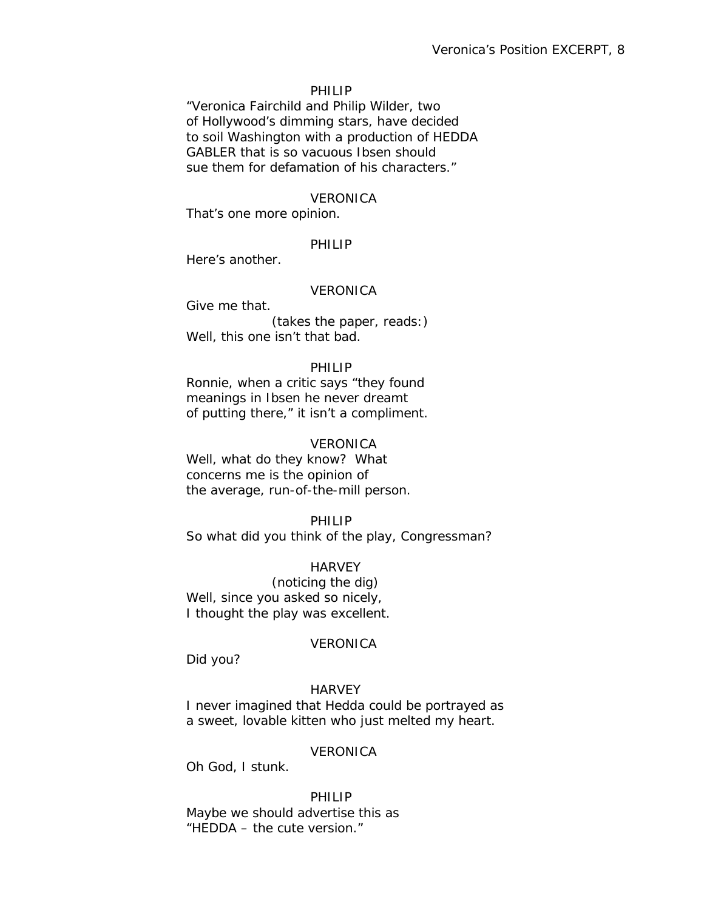PHILIP

"Veronica Fairchild and Philip Wilder, two of Hollywood's dimming stars, have decided to soil Washington with a production of HEDDA GABLER that is so vacuous Ibsen should sue them for defamation of his characters."

VERONICA

That's one more opinion.

PHILIP

Here's another.

VERONICA

Give me that.

(takes the paper, reads:)

Well, this one isn't that bad.

PHILIP

Ronnie, when a critic says "they found meanings in Ibsen he never dreamt of putting there," it isn't a compliment.

VERONICA

Well, what do they know? What concerns me is the opinion of the average, run-of-the-mill person.

PHILIP

So what did you think of the play, Congressman?

HARVEY

(noticing the dig)

Well, since you asked so nicely, I thought the play was excellent.

VERONICA

Did you?

HARVEY

I never imagined that Hedda could be portrayed as a sweet, lovable kitten who just melted my heart.

VERONICA

Oh God, I stunk.

PHILIP

Maybe we should advertise this as "HEDDA – the cute version."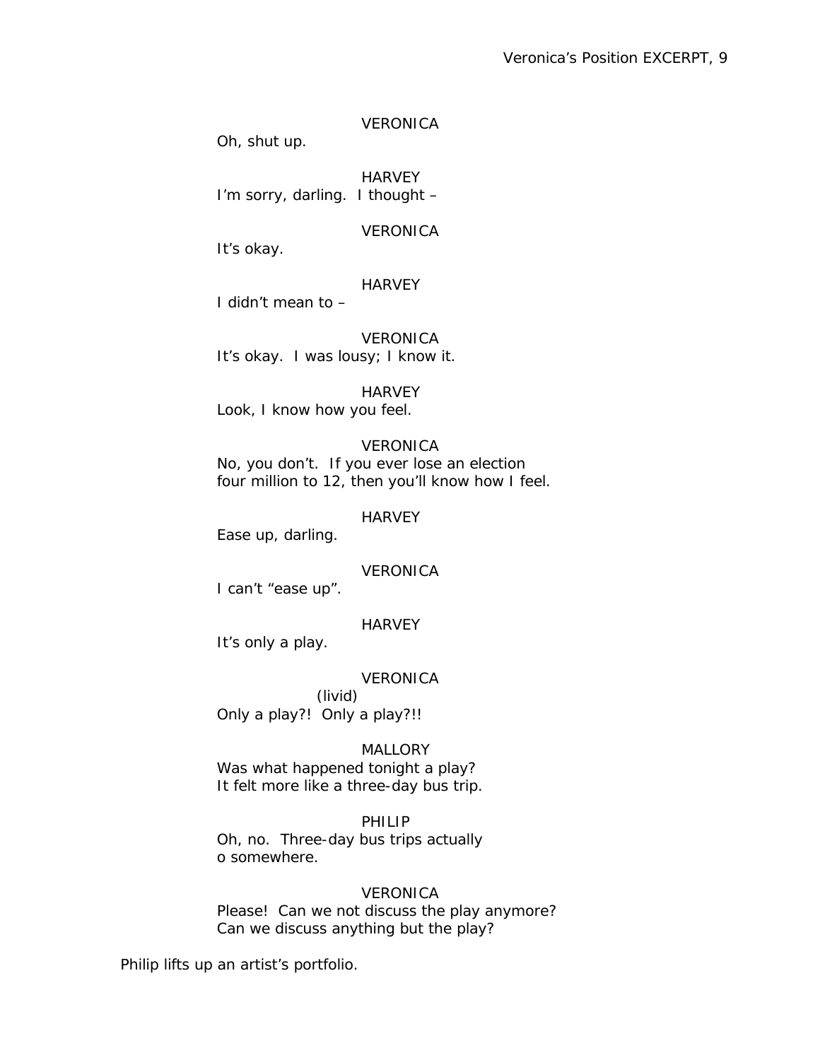VERONICA

Oh, shut up.

HARVEY

I'm sorry, darling. I thought –

VERONICA

It's okay.

HARVEY

I didn't mean to –

VERONICA

It's okay. I was lousy; I know it.

HARVEY

Look, I know how you feel.

VERONICA

No, you don't. If you ever lose an election four million to 12, then you'll know how I feel.

HARVEY

Ease up, darling.

VERONICA

I can't "ease up".

HARVEY

It's only a play.

VERONICA

(livid)

Only a play?! Only a play?!!

MALLORY

Was what happened tonight a play? It felt more like a three-day bus trip.

PHILIP

Oh, no. Three-day bus trips actually o somewhere.

VERONICA

Please! Can we not discuss the play anymore? Can we discuss anything but the play?

Philip lifts up an artist's portfolio.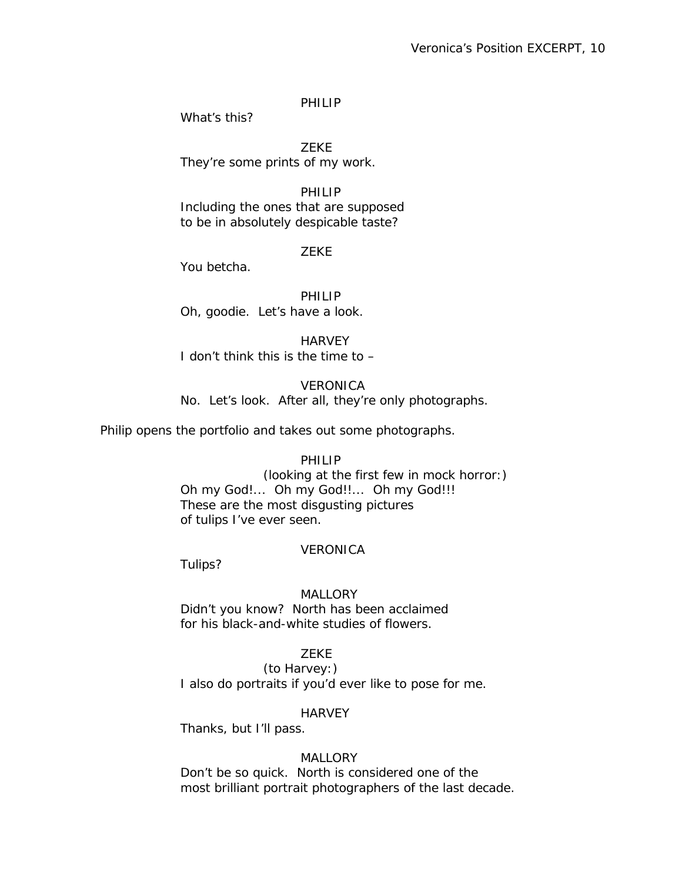PHILIP
What's this?

ZEKE
They're some prints of my work.

PHILIP
Including the ones that are supposed
to be in absolutely despicable taste?

ZEKE
You betcha.

PHILIP
Oh, goodie. Let's have a look.

HARVEY
I don't think this is the time to –

VERONICA
No. Let's look. After all, they're only photographs.

Philip opens the portfolio and takes out some photographs.

PHILIP
(looking at the first few in mock horror:)
Oh my God!... Oh my God!!... Oh my God!!!
These are the most disgusting pictures
of tulips I've ever seen.

VERONICA
Tulips?

MALLORY
Didn't you know? North has been acclaimed
for his black-and-white studies of flowers.

ZEKE
(to Harvey:)
I also do portraits if you'd ever like to pose for me.

HARVEY
Thanks, but I'll pass.

MALLORY
Don't be so quick. North is considered one of the
most brilliant portrait photographers of the last decade.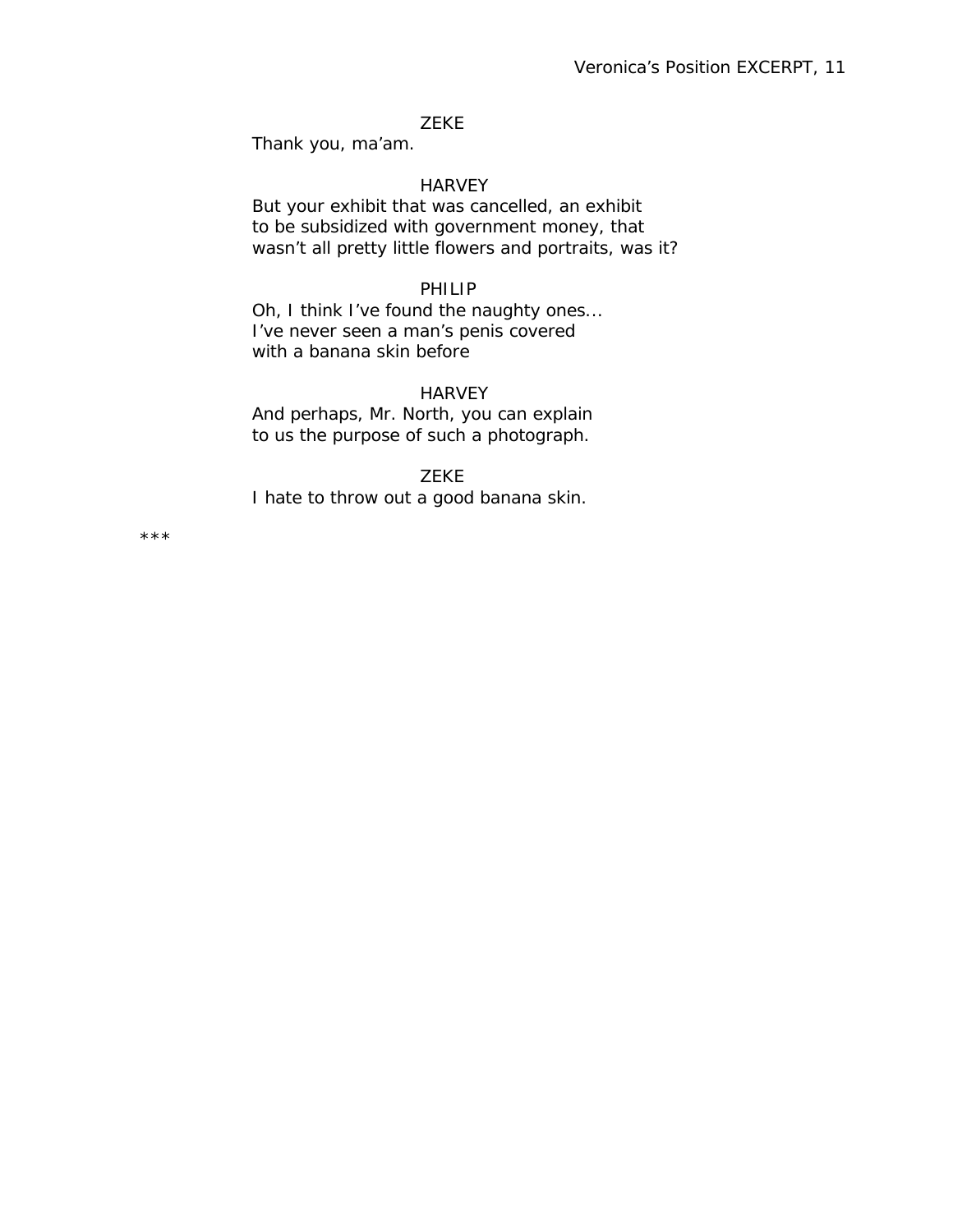ZEKE

Thank you, ma'am.

HARVEY

But your exhibit that was cancelled, an exhibit
to be subsidized with government money, that
wasn't all pretty little flowers and portraits, was it?

PHILIP

Oh, I think I've found the naughty ones...
I've never seen a man's penis covered
with a banana skin before

HARVEY

And perhaps, Mr. North, you can explain
to us the purpose of such a photograph.

ZEKE

I hate to throw out a good banana skin.

***